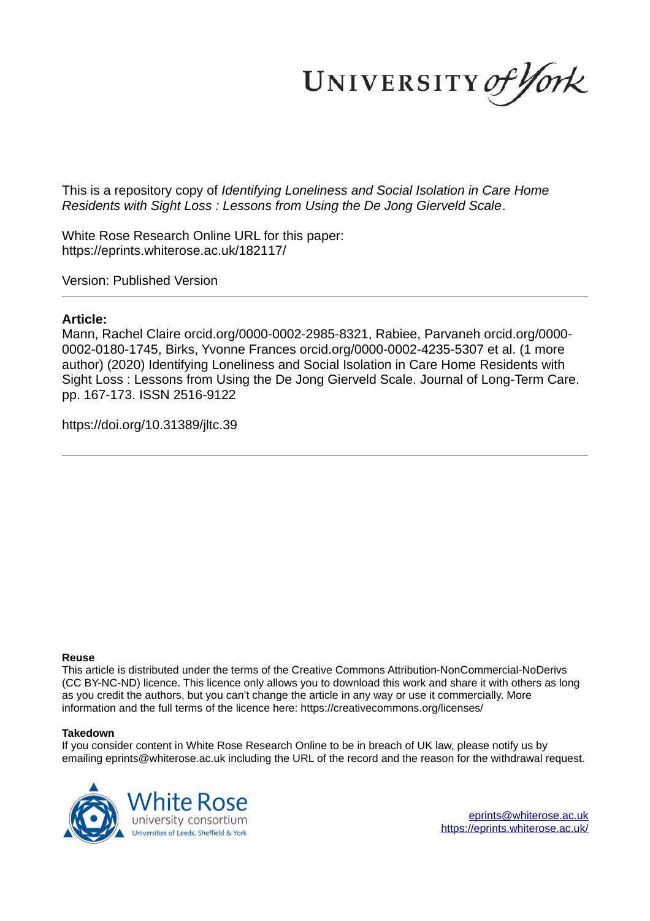UNIVERSITY *of York*

This is a repository copy of *Identifying Loneliness and Social Isolation in Care Home Residents with Sight Loss : Lessons from Using the De Jong Gierveld Scale*.

White Rose Research Online URL for this paper:
https://eprints.whiterose.ac.uk/182117/

Version: Published Version

---

**Article:**

Mann, Rachel Claire orcid.org/0000-0002-2985-8321, Rabiee, Parvaneh orcid.org/0000-0002-0180-1745, Birks, Yvonne Frances orcid.org/0000-0002-4235-5307 et al. (1 more author) (2020) Identifying Loneliness and Social Isolation in Care Home Residents with Sight Loss : Lessons from Using the De Jong Gierveld Scale. Journal of Long-Term Care. pp. 167-173. ISSN 2516-9122

https://doi.org/10.31389/jltc.39

---

**Reuse**

This article is distributed under the terms of the Creative Commons Attribution-NonCommercial-NoDerivs (CC BY-NC-ND) licence. This licence only allows you to download this work and share it with others as long as you credit the authors, but you can't change the article in any way or use it commercially. More information and the full terms of the licence here: https://creativecommons.org/licenses/

**Takedown**

If you consider content in White Rose Research Online to be in breach of UK law, please notify us by emailing eprints@whiterose.ac.uk including the URL of the record and the reason for the withdrawal request.

White Rose
university consortium
Universities of Leeds, Sheffield & York

eprints@whiterose.ac.uk
https://eprints.whiterose.ac.uk/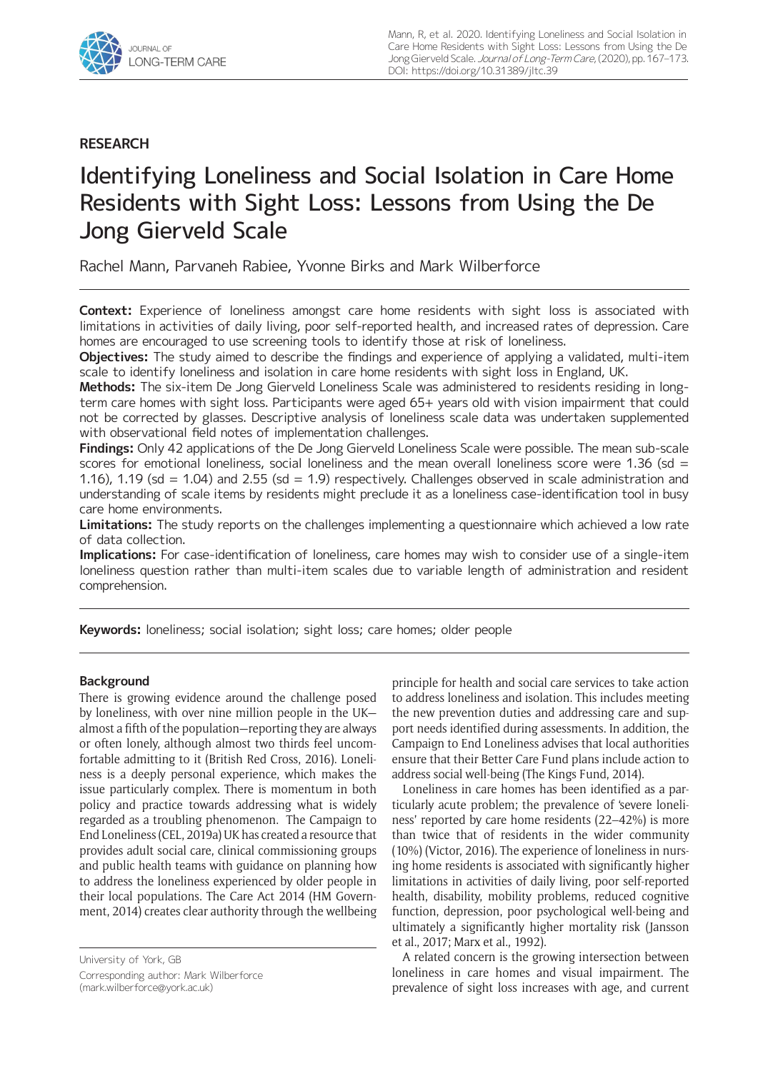## RESEARCH

# Identifying Loneliness and Social Isolation in Care Home Residents with Sight Loss: Lessons from Using the De Jong Gierveld Scale

Rachel Mann, Parvaneh Rabiee, Yvonne Birks and Mark Wilberforce

**Context:** Experience of loneliness amongst care home residents with sight loss is associated with limitations in activities of daily living, poor self-reported health, and increased rates of depression. Care homes are encouraged to use screening tools to identify those at risk of loneliness.

**Objectives:** The study aimed to describe the findings and experience of applying a validated, multi-item scale to identify loneliness and isolation in care home residents with sight loss in England, UK.

**Methods:** The six-item De Jong Gierveld Loneliness Scale was administered to residents residing in long-term care homes with sight loss. Participants were aged 65+ years old with vision impairment that could not be corrected by glasses. Descriptive analysis of loneliness scale data was undertaken supplemented with observational field notes of implementation challenges.

**Findings:** Only 42 applications of the De Jong Gierveld Loneliness Scale were possible. The mean sub-scale scores for emotional loneliness, social loneliness and the mean overall loneliness score were 1.36 (sd = 1.16), 1.19 (sd = 1.04) and 2.55 (sd = 1.9) respectively. Challenges observed in scale administration and understanding of scale items by residents might preclude it as a loneliness case-identification tool in busy care home environments.

**Limitations:** The study reports on the challenges implementing a questionnaire which achieved a low rate of data collection.

**Implications:** For case-identification of loneliness, care homes may wish to consider use of a single-item loneliness question rather than multi-item scales due to variable length of administration and resident comprehension.

**Keywords:** loneliness; social isolation; sight loss; care homes; older people

### Background

There is growing evidence around the challenge posed by loneliness, with over nine million people in the UK—almost a fifth of the population—reporting they are always or often lonely, although almost two thirds feel uncomfortable admitting to it (British Red Cross, 2016). Loneliness is a deeply personal experience, which makes the issue particularly complex. There is momentum in both policy and practice towards addressing what is widely regarded as a troubling phenomenon. The Campaign to End Loneliness (CEL, 2019a) UK has created a resource that provides adult social care, clinical commissioning groups and public health teams with guidance on planning how to address the loneliness experienced by older people in their local populations. The Care Act 2014 (HM Government, 2014) creates clear authority through the wellbeing principle for health and social care services to take action to address loneliness and isolation. This includes meeting the new prevention duties and addressing care and support needs identified during assessments. In addition, the Campaign to End Loneliness advises that local authorities ensure that their Better Care Fund plans include action to address social well-being (The Kings Fund, 2014).

Loneliness in care homes has been identified as a particularly acute problem; the prevalence of 'severe loneliness' reported by care home residents (22–42%) is more than twice that of residents in the wider community (10%) (Victor, 2016). The experience of loneliness in nursing home residents is associated with significantly higher limitations in activities of daily living, poor self-reported health, disability, mobility problems, reduced cognitive function, depression, poor psychological well-being and ultimately a significantly higher mortality risk (Jansson et al., 2017; Marx et al., 1992).

A related concern is the growing intersection between loneliness in care homes and visual impairment. The prevalence of sight loss increases with age, and current

University of York, GB

Corresponding author: Mark Wilberforce (mark.wilberforce@york.ac.uk)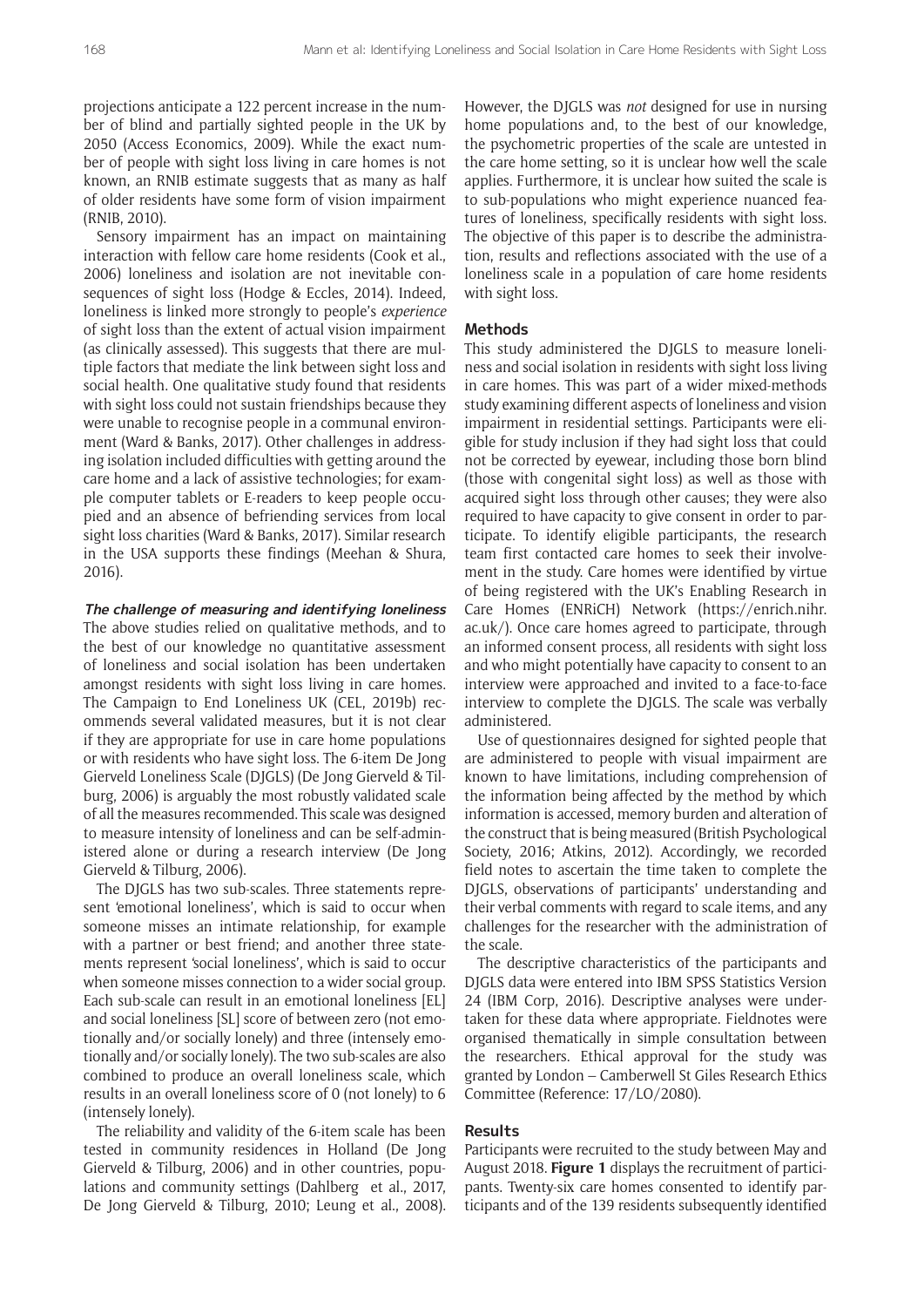projections anticipate a 122 percent increase in the number of blind and partially sighted people in the UK by 2050 (Access Economics, 2009). While the exact number of people with sight loss living in care homes is not known, an RNIB estimate suggests that as many as half of older residents have some form of vision impairment (RNIB, 2010).

Sensory impairment has an impact on maintaining interaction with fellow care home residents (Cook et al., 2006) loneliness and isolation are not inevitable consequences of sight loss (Hodge & Eccles, 2014). Indeed, loneliness is linked more strongly to people's *experience* of sight loss than the extent of actual vision impairment (as clinically assessed). This suggests that there are multiple factors that mediate the link between sight loss and social health. One qualitative study found that residents with sight loss could not sustain friendships because they were unable to recognise people in a communal environment (Ward & Banks, 2017). Other challenges in addressing isolation included difficulties with getting around the care home and a lack of assistive technologies; for example computer tablets or E-readers to keep people occupied and an absence of befriending services from local sight loss charities (Ward & Banks, 2017). Similar research in the USA supports these findings (Meehan & Shura, 2016).

### The challenge of measuring and identifying loneliness

The above studies relied on qualitative methods, and to the best of our knowledge no quantitative assessment of loneliness and social isolation has been undertaken amongst residents with sight loss living in care homes. The Campaign to End Loneliness UK (CEL, 2019b) recommends several validated measures, but it is not clear if they are appropriate for use in care home populations or with residents who have sight loss. The 6-item De Jong Gierveld Loneliness Scale (DJGLS) (De Jong Gierveld & Tilburg, 2006) is arguably the most robustly validated scale of all the measures recommended. This scale was designed to measure intensity of loneliness and can be self-administered alone or during a research interview (De Jong Gierveld & Tilburg, 2006).

The DJGLS has two sub-scales. Three statements represent 'emotional loneliness', which is said to occur when someone misses an intimate relationship, for example with a partner or best friend; and another three statements represent 'social loneliness', which is said to occur when someone misses connection to a wider social group. Each sub-scale can result in an emotional loneliness [EL] and social loneliness [SL] score of between zero (not emotionally and/or socially lonely) and three (intensely emotionally and/or socially lonely). The two sub-scales are also combined to produce an overall loneliness scale, which results in an overall loneliness score of 0 (not lonely) to 6 (intensely lonely).

The reliability and validity of the 6-item scale has been tested in community residences in Holland (De Jong Gierveld & Tilburg, 2006) and in other countries, populations and community settings (Dahlberg et al., 2017, De Jong Gierveld & Tilburg, 2010; Leung et al., 2008). However, the DJGLS was *not* designed for use in nursing home populations and, to the best of our knowledge, the psychometric properties of the scale are untested in the care home setting, so it is unclear how well the scale applies. Furthermore, it is unclear how suited the scale is to sub-populations who might experience nuanced features of loneliness, specifically residents with sight loss. The objective of this paper is to describe the administration, results and reflections associated with the use of a loneliness scale in a population of care home residents with sight loss.

## Methods

This study administered the DJGLS to measure loneliness and social isolation in residents with sight loss living in care homes. This was part of a wider mixed-methods study examining different aspects of loneliness and vision impairment in residential settings. Participants were eligible for study inclusion if they had sight loss that could not be corrected by eyewear, including those born blind (those with congenital sight loss) as well as those with acquired sight loss through other causes; they were also required to have capacity to give consent in order to participate. To identify eligible participants, the research team first contacted care homes to seek their involvement in the study. Care homes were identified by virtue of being registered with the UK's Enabling Research in Care Homes (ENRiCH) Network (https://enrich.nihr.ac.uk/). Once care homes agreed to participate, through an informed consent process, all residents with sight loss and who might potentially have capacity to consent to an interview were approached and invited to a face-to-face interview to complete the DJGLS. The scale was verbally administered.

Use of questionnaires designed for sighted people that are administered to people with visual impairment are known to have limitations, including comprehension of the information being affected by the method by which information is accessed, memory burden and alteration of the construct that is being measured (British Psychological Society, 2016; Atkins, 2012). Accordingly, we recorded field notes to ascertain the time taken to complete the DJGLS, observations of participants' understanding and their verbal comments with regard to scale items, and any challenges for the researcher with the administration of the scale.

The descriptive characteristics of the participants and DJGLS data were entered into IBM SPSS Statistics Version 24 (IBM Corp, 2016). Descriptive analyses were undertaken for these data where appropriate. Fieldnotes were organised thematically in simple consultation between the researchers. Ethical approval for the study was granted by London – Camberwell St Giles Research Ethics Committee (Reference: 17/LO/2080).

## Results

Participants were recruited to the study between May and August 2018. **Figure 1** displays the recruitment of participants. Twenty-six care homes consented to identify participants and of the 139 residents subsequently identified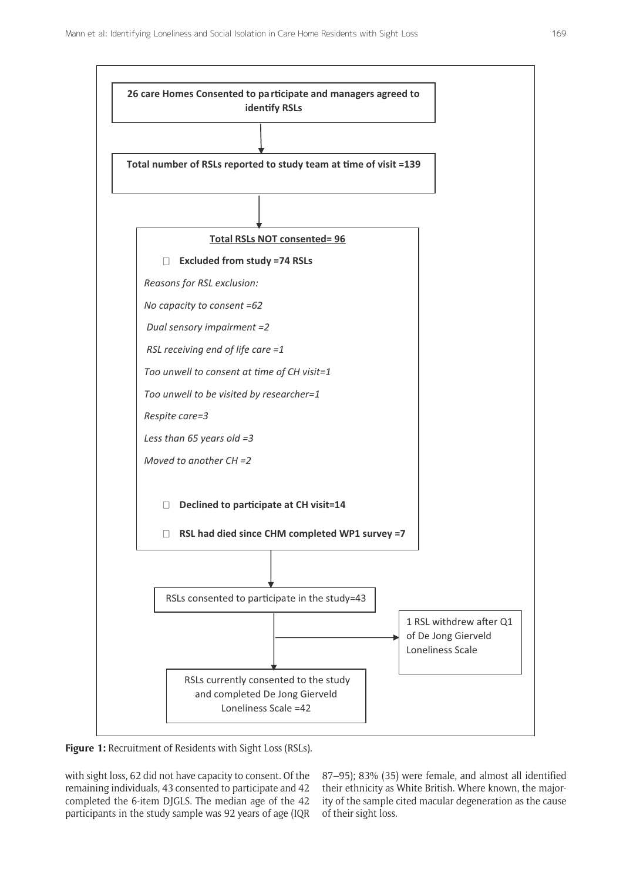26 care Homes Consented to participate and managers agreed to identify RSLs

Total number of RSLs reported to study team at time of visit =139

**Total RSLs NOT consented= 96**

- **Excluded from study =74 RSLs**

*Reasons for RSL exclusion:*

*No capacity to consent =62*

*Dual sensory impairment =2*

*RSL receiving end of life care =1*

*Too unwell to consent at time of CH visit=1*

*Too unwell to be visited by researcher=1*

*Respite care=3*

*Less than 65 years old =3*

*Moved to another CH =2*

- **Declined to participate at CH visit=14**
- **RSL had died since CHM completed WP1 survey =7**

RSLs consented to participate in the study=43

1 RSL withdrew after Q1 of De Jong Gierveld Loneliness Scale

RSLs currently consented to the study and completed De Jong Gierveld Loneliness Scale =42

**Figure 1:** Recruitment of Residents with Sight Loss (RSLs).

with sight loss, 62 did not have capacity to consent. Of the remaining individuals, 43 consented to participate and 42 completed the 6-item DJGLS. The median age of the 42 participants in the study sample was 92 years of age (IQR 87–95); 83% (35) were female, and almost all identified their ethnicity as White British. Where known, the majority of the sample cited macular degeneration as the cause of their sight loss.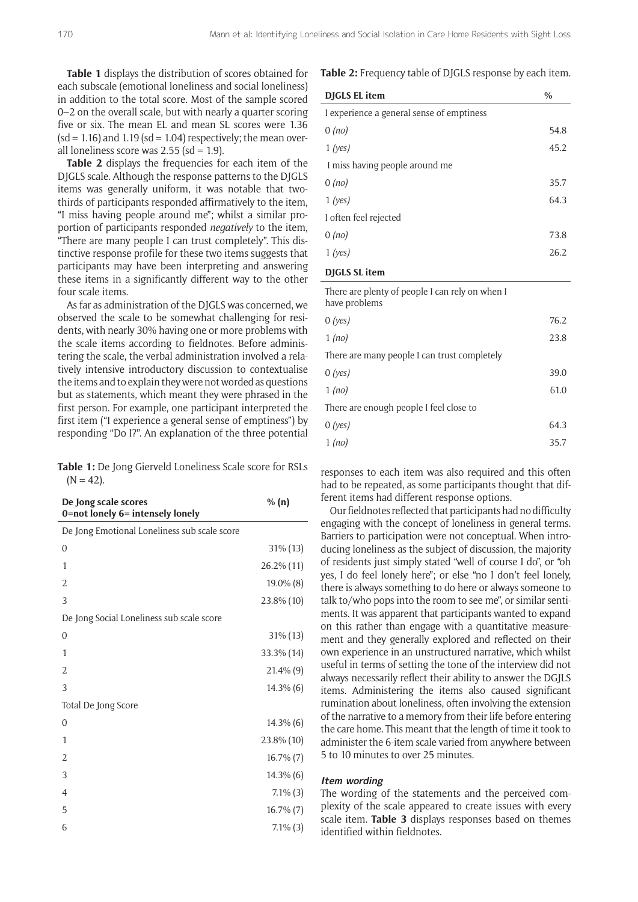**Table 1** displays the distribution of scores obtained for each subscale (emotional loneliness and social loneliness) in addition to the total score. Most of the sample scored 0–2 on the overall scale, but with nearly a quarter scoring five or six. The mean EL and mean SL scores were 1.36 (sd = 1.16) and 1.19 (sd = 1.04) respectively; the mean overall loneliness score was 2.55 (sd = 1.9).

**Table 2** displays the frequencies for each item of the DJGLS scale. Although the response patterns to the DJGLS items was generally uniform, it was notable that two-thirds of participants responded affirmatively to the item, "I miss having people around me"; whilst a similar proportion of participants responded *negatively* to the item, "There are many people I can trust completely". This distinctive response profile for these two items suggests that participants may have been interpreting and answering these items in a significantly different way to the other four scale items.

As far as administration of the DJGLS was concerned, we observed the scale to be somewhat challenging for residents, with nearly 30% having one or more problems with the scale items according to fieldnotes. Before administering the scale, the verbal administration involved a relatively intensive introductory discussion to contextualise the items and to explain they were not worded as questions but as statements, which meant they were phrased in the first person. For example, one participant interpreted the first item ("I experience a general sense of emptiness") by responding "Do I?". An explanation of the three potential responses to each item was also required and this often had to be repeated, as some participants thought that different items had different response options.

**Table 1:** De Jong Gierveld Loneliness Scale score for RSLs (N = 42).

| De Jong scale scores 0=not lonely 6= intensely lonely | % (n) |
|---|---|
| De Jong Emotional Loneliness sub scale score | |
| 0 | 31% (13) |
| 1 | 26.2% (11) |
| 2 | 19.0% (8) |
| 3 | 23.8% (10) |
| De Jong Social Loneliness sub scale score | |
| 0 | 31% (13) |
| 1 | 33.3% (14) |
| 2 | 21.4% (9) |
| 3 | 14.3% (6) |
| Total De Jong Score | |
| 0 | 14.3% (6) |
| 1 | 23.8% (10) |
| 2 | 16.7% (7) |
| 3 | 14.3% (6) |
| 4 | 7.1% (3) |
| 5 | 16.7% (7) |
| 6 | 7.1% (3) |

**Table 2:** Frequency table of DJGLS response by each item.

| DJGLS EL item | % |
|---|---|
| I experience a general sense of emptiness | |
| 0 *(no)* | 54.8 |
| 1 *(yes)* | 45.2 |
| I miss having people around me | |
| 0 *(no)* | 35.7 |
| 1 *(yes)* | 64.3 |
| I often feel rejected | |
| 0 *(no)* | 73.8 |
| 1 *(yes)* | 26.2 |
| **DJGLS SL item** | |
| There are plenty of people I can rely on when I have problems | |
| 0 *(yes)* | 76.2 |
| 1 *(no)* | 23.8 |
| There are many people I can trust completely | |
| 0 *(yes)* | 39.0 |
| 1 *(no)* | 61.0 |
| There are enough people I feel close to | |
| 0 *(yes)* | 64.3 |
| 1 *(no)* | 35.7 |

Our fieldnotes reflected that participants had no difficulty engaging with the concept of loneliness in general terms. Barriers to participation were not conceptual. When introducing loneliness as the subject of discussion, the majority of residents just simply stated "well of course I do", or "oh yes, I do feel lonely here"; or else "no I don't feel lonely, there is always something to do here or always someone to talk to/who pops into the room to see me", or similar sentiments. It was apparent that participants wanted to expand on this rather than engage with a quantitative measurement and they generally explored and reflected on their own experience in an unstructured narrative, which whilst useful in terms of setting the tone of the interview did not always necessarily reflect their ability to answer the DGJLS items. Administering the items also caused significant rumination about loneliness, often involving the extension of the narrative to a memory from their life before entering the care home. This meant that the length of time it took to administer the 6-item scale varied from anywhere between 5 to 10 minutes to over 25 minutes.

### *Item wording*

The wording of the statements and the perceived complexity of the scale appeared to create issues with every scale item. **Table 3** displays responses based on themes identified within fieldnotes.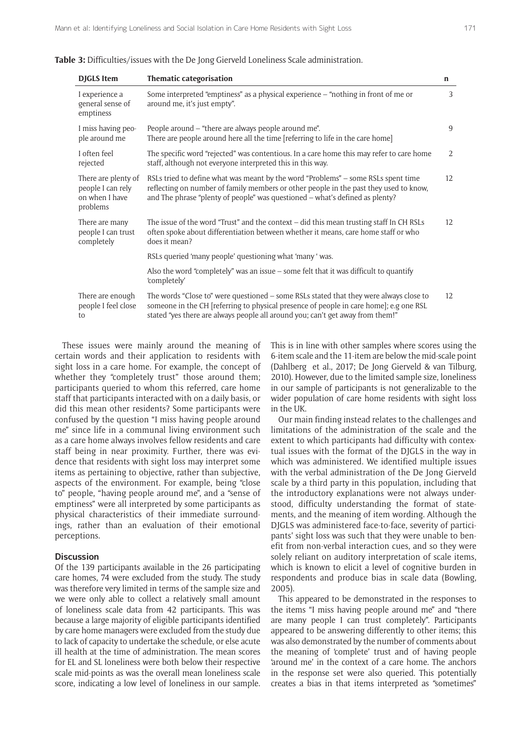**Table 3:** Difficulties/issues with the De Jong Gierveld Loneliness Scale administration.

| DJGLS Item | Thematic categorisation | n |
|---|---|---|
| I experience a general sense of emptiness | Some interpreted "emptiness" as a physical experience – "nothing in front of me or around me, it's just empty". | 3 |
| I miss having people around me | People around – "there are always people around me". There are people around here all the time [referring to life in the care home] | 9 |
| I often feel rejected | The specific word "rejected" was contentious. In a care home this may refer to care home staff, although not everyone interpreted this in this way. | 2 |
| There are plenty of people I can rely on when I have problems | RSLs tried to define what was meant by the word "Problems" – some RSLs spent time reflecting on number of family members or other people in the past they used to know, and The phrase "plenty of people" was questioned – what's defined as plenty? | 12 |
| There are many people I can trust completely | The issue of the word "Trust" and the context – did this mean trusting staff In CH RSLs often spoke about differentiation between whether it means, care home staff or who does it mean? RSLs queried 'many people' questioning what 'many ' was. Also the word "completely" was an issue – some felt that it was difficult to quantify 'completely' | 12 |
| There are enough people I feel close to | The words "Close to" were questioned – some RSLs stated that they were always close to someone in the CH [referring to physical presence of people in care home]; e.g one RSL stated "yes there are always people all around you; can't get away from them!" | 12 |

These issues were mainly around the meaning of certain words and their application to residents with sight loss in a care home. For example, the concept of whether they "completely trust" those around them; participants queried to whom this referred, care home staff that participants interacted with on a daily basis, or did this mean other residents? Some participants were confused by the question "I miss having people around me" since life in a communal living environment such as a care home always involves fellow residents and care staff being in near proximity. Further, there was evidence that residents with sight loss may interpret some items as pertaining to objective, rather than subjective, aspects of the environment. For example, being "close to" people, "having people around me", and a "sense of emptiness" were all interpreted by some participants as physical characteristics of their immediate surroundings, rather than an evaluation of their emotional perceptions.

## Discussion

Of the 139 participants available in the 26 participating care homes, 74 were excluded from the study. The study was therefore very limited in terms of the sample size and we were only able to collect a relatively small amount of loneliness scale data from 42 participants. This was because a large majority of eligible participants identified by care home managers were excluded from the study due to lack of capacity to undertake the schedule, or else acute ill health at the time of administration. The mean scores for EL and SL loneliness were both below their respective scale mid-points as was the overall mean loneliness scale score, indicating a low level of loneliness in our sample. This is in line with other samples where scores using the 6-item scale and the 11-item are below the mid-scale point (Dahlberg et al., 2017; De Jong Gierveld & van Tilburg, 2010). However, due to the limited sample size, loneliness in our sample of participants is not generalizable to the wider population of care home residents with sight loss in the UK.

Our main finding instead relates to the challenges and limitations of the administration of the scale and the extent to which participants had difficulty with contextual issues with the format of the DJGLS in the way in which was administered. We identified multiple issues with the verbal administration of the De Jong Gierveld scale by a third party in this population, including that the introductory explanations were not always understood, difficulty understanding the format of statements, and the meaning of item wording. Although the DJGLS was administered face-to-face, severity of participants' sight loss was such that they were unable to benefit from non-verbal interaction cues, and so they were solely reliant on auditory interpretation of scale items, which is known to elicit a level of cognitive burden in respondents and produce bias in scale data (Bowling, 2005).

This appeared to be demonstrated in the responses to the items "I miss having people around me" and "there are many people I can trust completely". Participants appeared to be answering differently to other items; this was also demonstrated by the number of comments about the meaning of 'complete' trust and of having people 'around me' in the context of a care home. The anchors in the response set were also queried. This potentially creates a bias in that items interpreted as "sometimes"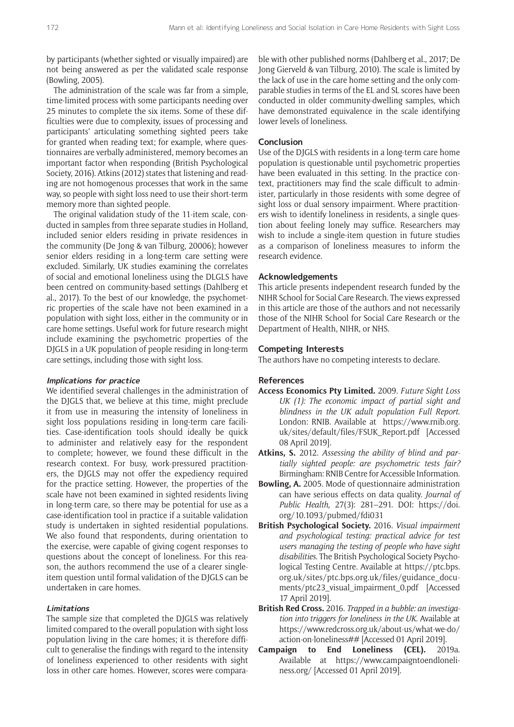by participants (whether sighted or visually impaired) are not being answered as per the validated scale response (Bowling, 2005).

The administration of the scale was far from a simple, time-limited process with some participants needing over 25 minutes to complete the six items. Some of these difficulties were due to complexity, issues of processing and participants' articulating something sighted peers take for granted when reading text; for example, where questionnaires are verbally administered, memory becomes an important factor when responding (British Psychological Society, 2016). Atkins (2012) states that listening and reading are not homogenous processes that work in the same way, so people with sight loss need to use their short-term memory more than sighted people.

The original validation study of the 11-item scale, conducted in samples from three separate studies in Holland, included senior elders residing in private residences in the community (De Jong & van Tilburg, 20006); however senior elders residing in a long-term care setting were excluded. Similarly, UK studies examining the correlates of social and emotional loneliness using the DLGLS have been centred on community-based settings (Dahlberg et al., 2017). To the best of our knowledge, the psychometric properties of the scale have not been examined in a population with sight loss, either in the community or in care home settings. Useful work for future research might include examining the psychometric properties of the DJGLS in a UK population of people residing in long-term care settings, including those with sight loss.

### Implications for practice

We identified several challenges in the administration of the DJGLS that, we believe at this time, might preclude it from use in measuring the intensity of loneliness in sight loss populations residing in long-term care facilities. Case-identification tools should ideally be quick to administer and relatively easy for the respondent to complete; however, we found these difficult in the research context. For busy, work-pressured practitioners, the DJGLS may not offer the expediency required for the practice setting. However, the properties of the scale have not been examined in sighted residents living in long-term care, so there may be potential for use as a case-identification tool in practice if a suitable validation study is undertaken in sighted residential populations. We also found that respondents, during orientation to the exercise, were capable of giving cogent responses to questions about the concept of loneliness. For this reason, the authors recommend the use of a clearer single-item question until formal validation of the DJGLS can be undertaken in care homes.

### Limitations

The sample size that completed the DJGLS was relatively limited compared to the overall population with sight loss population living in the care homes; it is therefore difficult to generalise the findings with regard to the intensity of loneliness experienced to other residents with sight loss in other care homes. However, scores were comparable with other published norms (Dahlberg et al., 2017; De Jong Gierveld & van Tilburg, 2010). The scale is limited by the lack of use in the care home setting and the only comparable studies in terms of the EL and SL scores have been conducted in older community-dwelling samples, which have demonstrated equivalence in the scale identifying lower levels of loneliness.

## Conclusion

Use of the DJGLS with residents in a long-term care home population is questionable until psychometric properties have been evaluated in this setting. In the practice context, practitioners may find the scale difficult to administer, particularly in those residents with some degree of sight loss or dual sensory impairment. Where practitioners wish to identify loneliness in residents, a single question about feeling lonely may suffice. Researchers may wish to include a single-item question in future studies as a comparison of loneliness measures to inform the research evidence.

## Acknowledgements

This article presents independent research funded by the NIHR School for Social Care Research. The views expressed in this article are those of the authors and not necessarily those of the NIHR School for Social Care Research or the Department of Health, NIHR, or NHS.

## Competing Interests

The authors have no competing interests to declare.

## References

**Access Economics Pty Limited.** 2009. *Future Sight Loss UK (1): The economic impact of partial sight and blindness in the UK adult population Full Report.* London: RNIB. Available at https://www.rnib.org.uk/sites/default/files/FSUK_Report.pdf [Accessed 08 April 2019].

**Atkins, S.** 2012. *Assessing the ability of blind and partially sighted people: are psychometric tests fair?* Birmingham: RNIB Centre for Accessible Information.

**Bowling, A.** 2005. Mode of questionnaire administration can have serious effects on data quality. *Journal of Public Health,* 27(3): 281–291. DOI: https://doi.org/10.1093/pubmed/fdi031

**British Psychological Society.** 2016. *Visual impairment and psychological testing: practical advice for test users managing the testing of people who have sight disabilities.* The British Psychological Society Psychological Testing Centre. Available at https://ptc.bps.org.uk/sites/ptc.bps.org.uk/files/guidance_documents/ptc23_visual_impairment_0.pdf [Accessed 17 April 2019].

**British Red Cross.** 2016. *Trapped in a bubble: an investigation into triggers for loneliness in the UK.* Available at https://www.redcross.org.uk/about-us/what-we-do/action-on-loneliness## [Accessed 01 April 2019].

**Campaign to End Loneliness (CEL).** 2019a. Available at https://www.campaigntoendloneliness.org/ [Accessed 01 April 2019].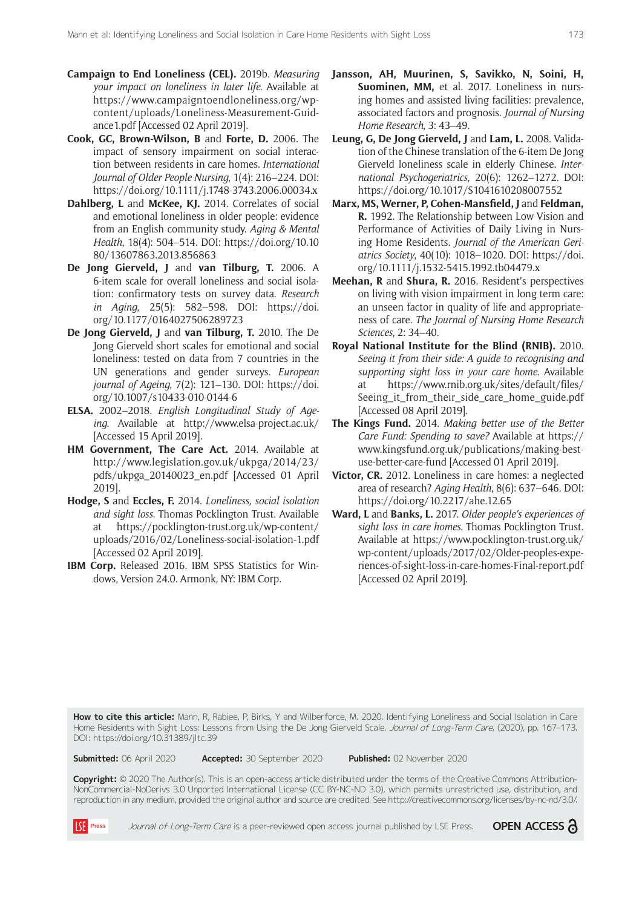**Campaign to End Loneliness (CEL).** 2019b. *Measuring your impact on loneliness in later life.* Available at https://www.campaigntoendloneliness.org/wp-content/uploads/Loneliness-Measurement-Guidance1.pdf [Accessed 02 April 2019].

**Cook, GC, Brown-Wilson, B** and **Forte, D.** 2006. The impact of sensory impairment on social interaction between residents in care homes. *International Journal of Older People Nursing*, 1(4): 216–224. DOI: https://doi.org/10.1111/j.1748-3743.2006.00034.x

**Dahlberg, L** and **McKee, KJ.** 2014. Correlates of social and emotional loneliness in older people: evidence from an English community study. *Aging & Mental Health*, 18(4): 504–514. DOI: https://doi.org/10.1080/13607863.2013.856863

**De Jong Gierveld, J** and **van Tilburg, T.** 2006. A 6-item scale for overall loneliness and social isolation: confirmatory tests on survey data. *Research in Aging*, 25(5): 582–598. DOI: https://doi.org/10.1177/0164027506289723

**De Jong Gierveld, J** and **van Tilburg, T.** 2010. The De Jong Gierveld short scales for emotional and social loneliness: tested on data from 7 countries in the UN generations and gender surveys. *European journal of Ageing*, 7(2): 121–130. DOI: https://doi.org/10.1007/s10433-010-0144-6

**ELSA.** 2002–2018. *English Longitudinal Study of Ageing.* Available at http://www.elsa-project.ac.uk/ [Accessed 15 April 2019].

**HM Government, The Care Act.** 2014. Available at http://www.legislation.gov.uk/ukpga/2014/23/pdfs/ukpga_20140023_en.pdf [Accessed 01 April 2019].

**Hodge, S** and **Eccles, F.** 2014. *Loneliness, social isolation and sight loss.* Thomas Pocklington Trust. Available at https://pocklington-trust.org.uk/wp-content/uploads/2016/02/Loneliness-social-isolation-1.pdf [Accessed 02 April 2019].

**IBM Corp.** Released 2016. IBM SPSS Statistics for Windows, Version 24.0. Armonk, NY: IBM Corp.

**Jansson, AH, Muurinen, S, Savikko, N, Soini, H, Suominen, MM,** et al. 2017. Loneliness in nursing homes and assisted living facilities: prevalence, associated factors and prognosis. *Journal of Nursing Home Research*, 3: 43–49.

**Leung, G, De Jong Gierveld, J** and **Lam, L.** 2008. Validation of the Chinese translation of the 6-item De Jong Gierveld loneliness scale in elderly Chinese. *International Psychogeriatrics*, 20(6): 1262–1272. DOI: https://doi.org/10.1017/S1041610208007552

**Marx, MS, Werner, P, Cohen-Mansfield, J** and **Feldman, R.** 1992. The Relationship between Low Vision and Performance of Activities of Daily Living in Nursing Home Residents. *Journal of the American Geriatrics Society*, 40(10): 1018–1020. DOI: https://doi.org/10.1111/j.1532-5415.1992.tb04479.x

**Meehan, R** and **Shura, R.** 2016. Resident's perspectives on living with vision impairment in long term care: an unseen factor in quality of life and appropriateness of care. *The Journal of Nursing Home Research Sciences*, 2: 34–40.

**Royal National Institute for the Blind (RNIB).** 2010. *Seeing it from their side: A guide to recognising and supporting sight loss in your care home.* Available at https://www.rnib.org.uk/sites/default/files/Seeing_it_from_their_side_care_home_guide.pdf [Accessed 08 April 2019].

**The Kings Fund.** 2014. *Making better use of the Better Care Fund: Spending to save?* Available at https://www.kingsfund.org.uk/publications/making-best-use-better-care-fund [Accessed 01 April 2019].

**Victor, CR.** 2012. Loneliness in care homes: a neglected area of research? *Aging Health*, 8(6): 637–646. DOI: https://doi.org/10.2217/ahe.12.65

**Ward, L** and **Banks, L.** 2017. *Older people's experiences of sight loss in care homes.* Thomas Pocklington Trust. Available at https://www.pocklington-trust.org.uk/wp-content/uploads/2017/02/Older-peoples-experiences-of-sight-loss-in-care-homes-Final-report.pdf [Accessed 02 April 2019].

**How to cite this article:** Mann, R, Rabiee, P, Birks, Y and Wilberforce, M. 2020. Identifying Loneliness and Social Isolation in Care Home Residents with Sight Loss: Lessons from Using the De Jong Gierveld Scale. *Journal of Long-Term Care*, (2020), pp. 167–173. DOI: https://doi.org/10.31389/jltc.39

**Submitted:** 06 April 2020 **Accepted:** 30 September 2020 **Published:** 02 November 2020

**Copyright:** © 2020 The Author(s). This is an open-access article distributed under the terms of the Creative Commons Attribution-NonCommercial-NoDerivs 3.0 Unported International License (CC BY-NC-ND 3.0), which permits unrestricted use, distribution, and reproduction in any medium, provided the original author and source are credited. See http://creativecommons.org/licenses/by-nc-nd/3.0/.

*Journal of Long-Term Care* is a peer-reviewed open access journal published by LSE Press. OPEN ACCESS